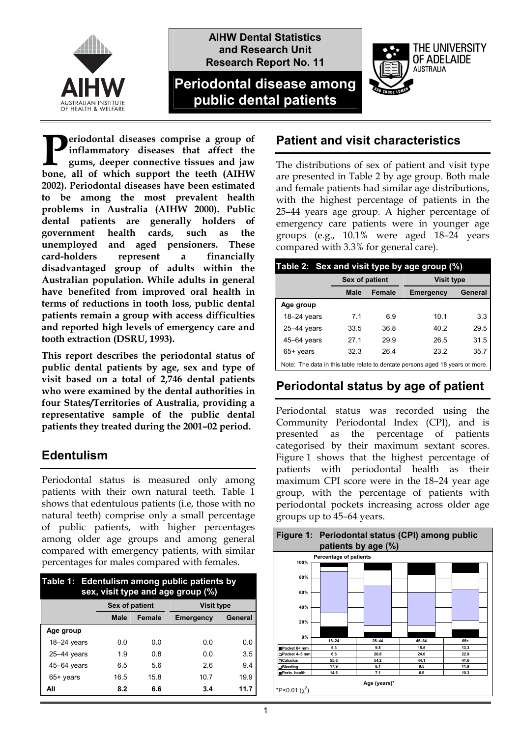AIHW Dental Statistics and Research Unit Research Report No. 11

# Periodontal disease among public dental patients

**Periodontal diseases comprise a group of inflammatory diseases that affect the gums, deeper connective tissues and jaw bone, all of which support the teeth (AIHW 2002). Periodontal diseases have been estimated to be among the most prevalent health problems in Australia (AIHW 2000). Public dental patients are generally holders of government health cards, such as the unemployed and aged pensioners. These card-holders represent a financially disadvantaged group of adults within the Australian population. While adults in general have benefited from improved oral health in terms of reductions in tooth loss, public dental patients remain a group with access difficulties and reported high levels of emergency care and tooth extraction (DSRU, 1993).**

**This report describes the periodontal status of public dental patients by age, sex and type of visit based on a total of 2,746 dental patients who were examined by the dental authorities in four States/Territories of Australia, providing a representative sample of the public dental patients they treated during the 2001–02 period.**

## Edentulism

Periodontal status is measured only among patients with their own natural teeth. Table 1 shows that edentulous patients (i.e, those with no natural teeth) comprise only a small percentage of public patients, with higher percentages among older age groups and among general compared with emergency patients, with similar percentages for males compared with females.

**Table 1: Edentulism among public patients by sex, visit type and age group (%)**

| | Sex of patient | | Visit type | |
|---|---|---|---|---|
| | Male | Female | Emergency | General |
| **Age group** | | | | |
| 18–24 years | 0.0 | 0.0 | 0.0 | 0.0 |
| 25–44 years | 1.9 | 0.8 | 0.0 | 3.5 |
| 45–64 years | 6.5 | 5.6 | 2.6 | 9.4 |
| 65+ years | 16.5 | 15.8 | 10.7 | 19.9 |
| **All** | **8.2** | **6.6** | **3.4** | **11.7** |

## Patient and visit characteristics

The distributions of sex of patient and visit type are presented in Table 2 by age group. Both male and female patients had similar age distributions, with the highest percentage of patients in the 25–44 years age group. A higher percentage of emergency care patients were in younger age groups (e.g., 10.1% were aged 18–24 years compared with 3.3% for general care).

**Table 2: Sex and visit type by age group (%)**

| | Sex of patient | | Visit type | |
|---|---|---|---|---|
| | Male | Female | Emergency | General |
| **Age group** | | | | |
| 18–24 years | 7.1 | 6.9 | 10.1 | 3.3 |
| 25–44 years | 33.5 | 36.8 | 40.2 | 29.5 |
| 45–64 years | 27.1 | 29.9 | 26.5 | 31.5 |
| 65+ years | 32.3 | 26.4 | 23.2 | 35.7 |

Note: The data in this table relate to dentate persons aged 18 years or more.

## Periodontal status by age of patient

Periodontal status was recorded using the Community Periodontal Index (CPI), and is presented as the percentage of patients categorised by their maximum sextant scores. Figure 1 shows that the highest percentage of patients with periodontal health as their maximum CPI score were in the 18–24 year age group, with the percentage of patients with periodontal pockets increasing across older age groups up to 45–64 years.

**Figure 1: Periodontal status (CPI) among public patients by age (%)**

| | 18–24 | 25–44 | 45–64 | 65+ |
|---|---|---|---|---|
| Pocket 6+ mm | 5.3 | 9.8 | 15.5 | 13.3 |
| Pocket 4–5 mm | 6.6 | 20.8 | 24.0 | 22.9 |
| Calculus | 55.6 | 54.2 | 44.1 | 41.6 |
| Bleeding | 17.9 | 8.1 | 9.5 | 11.9 |
| Perio. health | 14.6 | 7.1 | 6.9 | 10.3 |

Age (years)*

*P<0.01 ($\chi^2$)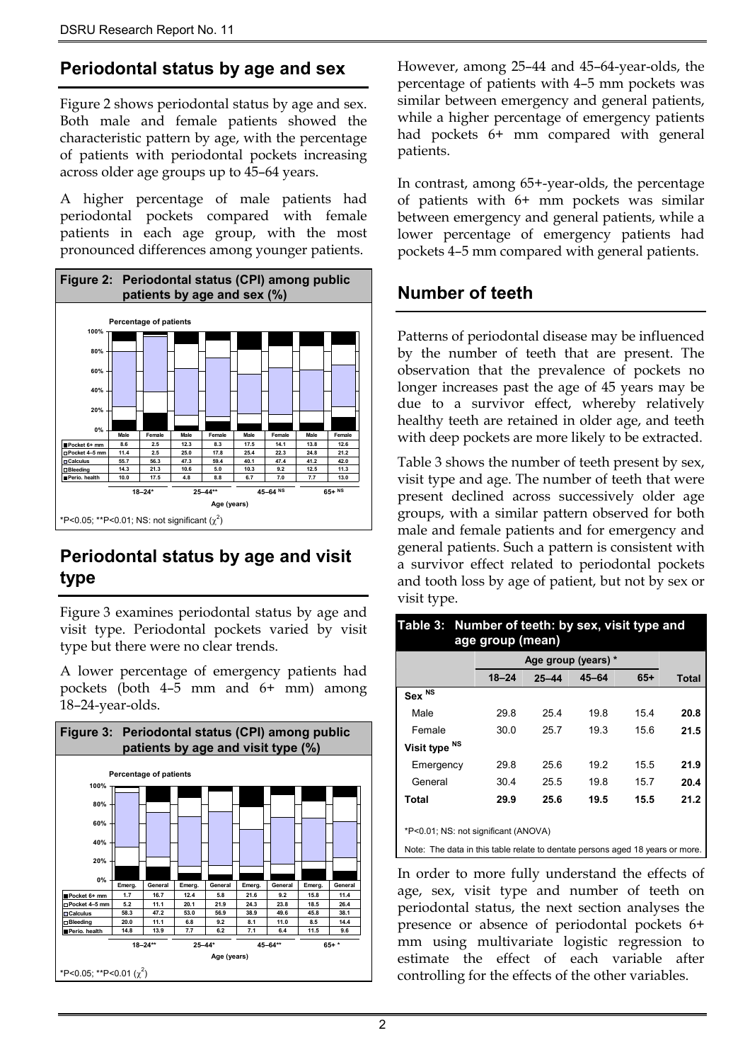## Periodontal status by age and sex

Figure 2 shows periodontal status by age and sex. Both male and female patients showed the characteristic pattern by age, with the percentage of patients with periodontal pockets increasing across older age groups up to 45–64 years.

A higher percentage of male patients had periodontal pockets compared with female patients in each age group, with the most pronounced differences among younger patients.

**Figure 2: Periodontal status (CPI) among public patients by age and sex (%)**

Percentage of patients

| | 18–24* | | 25–44** | | 45–64 NS | | 65+ NS | |
|---|---|---|---|---|---|---|---|---|
| | Male | Female | Male | Female | Male | Female | Male | Female |
| Pocket 6+ mm | 8.6 | 2.5 | 12.3 | 8.3 | 17.5 | 14.1 | 13.8 | 12.6 |
| Pocket 4–5 mm | 11.4 | 2.5 | 25.0 | 17.8 | 25.4 | 22.3 | 24.8 | 21.2 |
| Calculus | 55.7 | 56.3 | 47.3 | 59.4 | 40.1 | 47.4 | 41.2 | 42.0 |
| Bleeding | 14.3 | 21.3 | 10.6 | 5.0 | 10.3 | 9.2 | 12.5 | 11.3 |
| Perio. health | 10.0 | 17.5 | 4.8 | 8.8 | 6.7 | 7.0 | 7.7 | 13.0 |

Age (years)

*P<0.05; **P<0.01; NS: not significant ($\chi^2$)

## Periodontal status by age and visit type

Figure 3 examines periodontal status by age and visit type. Periodontal pockets varied by visit type but there were no clear trends.

A lower percentage of emergency patients had pockets (both 4–5 mm and 6+ mm) among 18–24-year-olds.

**Figure 3: Periodontal status (CPI) among public patients by age and visit type (%)**

Percentage of patients

| | 18–24** | | 25–44* | | 45–64** | | 65+ * | |
|---|---|---|---|---|---|---|---|---|
| | Emerg. | General | Emerg. | General | Emerg. | General | Emerg. | General |
| Pocket 6+ mm | 1.7 | 16.7 | 12.4 | 5.8 | 21.6 | 9.2 | 15.8 | 11.4 |
| Pocket 4–5 mm | 5.2 | 11.1 | 20.1 | 21.9 | 24.3 | 23.8 | 18.5 | 26.4 |
| Calculus | 58.3 | 47.2 | 53.0 | 56.9 | 38.9 | 49.6 | 45.8 | 38.1 |
| Bleeding | 20.0 | 11.1 | 6.8 | 9.2 | 8.1 | 11.0 | 8.5 | 14.4 |
| Perio. health | 14.8 | 13.9 | 7.7 | 6.2 | 7.1 | 6.4 | 11.5 | 9.6 |

Age (years)

*P<0.05; **P<0.01 ($\chi^2$)

However, among 25–44 and 45–64-year-olds, the percentage of patients with 4–5 mm pockets was similar between emergency and general patients, while a higher percentage of emergency patients had pockets 6+ mm compared with general patients.

In contrast, among 65+-year-olds, the percentage of patients with 6+ mm pockets was similar between emergency and general patients, while a lower percentage of emergency patients had pockets 4–5 mm compared with general patients.

## Number of teeth

Patterns of periodontal disease may be influenced by the number of teeth that are present. The observation that the prevalence of pockets no longer increases past the age of 45 years may be due to a survivor effect, whereby relatively healthy teeth are retained in older age, and teeth with deep pockets are more likely to be extracted.

Table 3 shows the number of teeth present by sex, visit type and age. The number of teeth that were present declined across successively older age groups, with a similar pattern observed for both male and female patients and for emergency and general patients. Such a pattern is consistent with a survivor effect related to periodontal pockets and tooth loss by age of patient, but not by sex or visit type.

**Table 3: Number of teeth: by sex, visit type and age group (mean)**

| | Age group (years) * | | | | |
|---|---|---|---|---|---|
| | 18–24 | 25–44 | 45–64 | 65+ | Total |
| **Sex** NS | | | | | |
| Male | 29.8 | 25.4 | 19.8 | 15.4 | **20.8** |
| Female | 30.0 | 25.7 | 19.3 | 15.6 | **21.5** |
| **Visit type** NS | | | | | |
| Emergency | 29.8 | 25.6 | 19.2 | 15.5 | **21.9** |
| General | 30.4 | 25.5 | 19.8 | 15.7 | **20.4** |
| **Total** | **29.9** | **25.6** | **19.5** | **15.5** | **21.2** |

*P<0.01; NS: not significant (ANOVA)

Note: The data in this table relate to dentate persons aged 18 years or more.

In order to more fully understand the effects of age, sex, visit type and number of teeth on periodontal status, the next section analyses the presence or absence of periodontal pockets 6+ mm using multivariate logistic regression to estimate the effect of each variable after controlling for the effects of the other variables.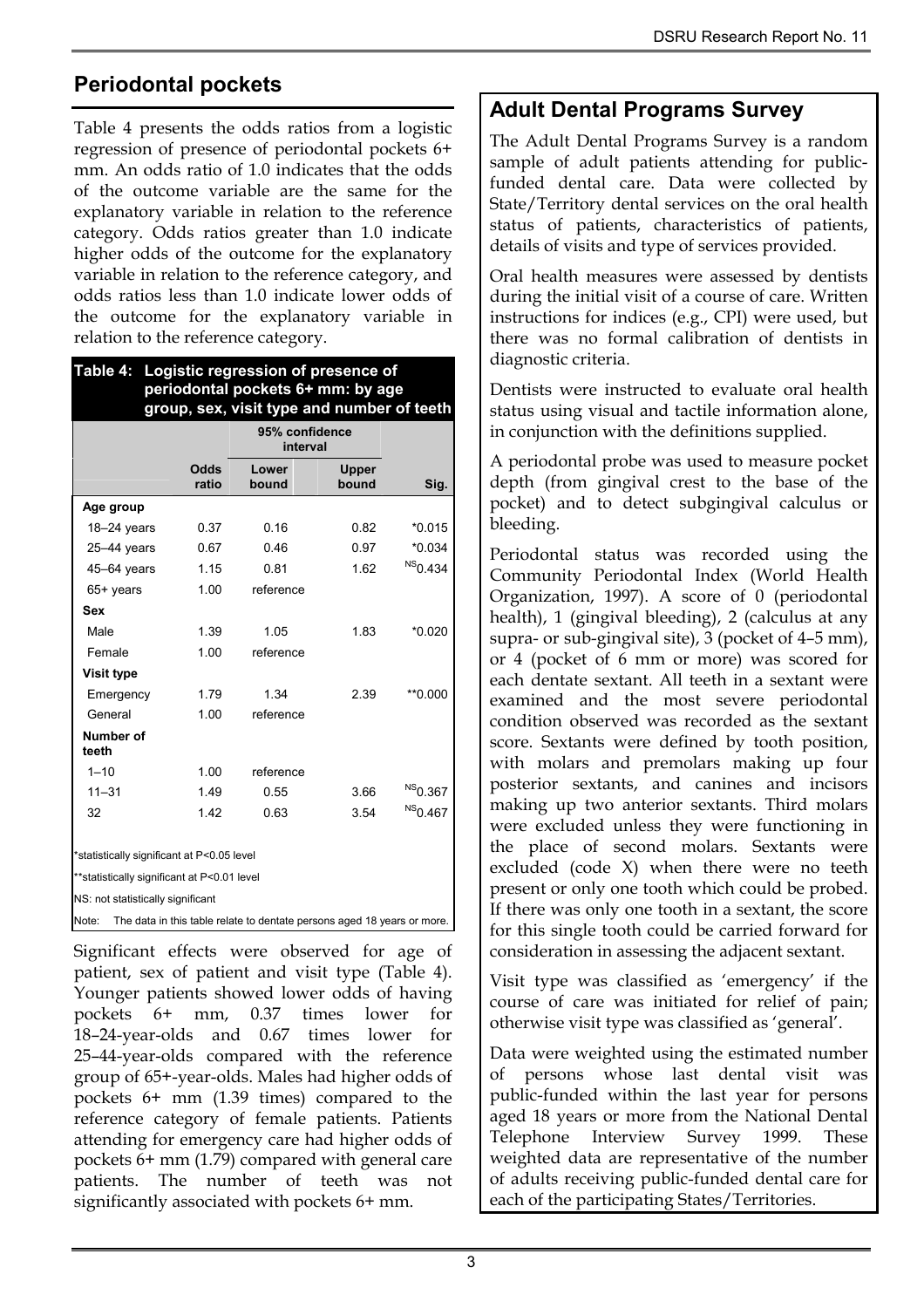## Periodontal pockets

Table 4 presents the odds ratios from a logistic regression of presence of periodontal pockets 6+ mm. An odds ratio of 1.0 indicates that the odds of the outcome variable are the same for the explanatory variable in relation to the reference category. Odds ratios greater than 1.0 indicate higher odds of the outcome for the explanatory variable in relation to the reference category, and odds ratios less than 1.0 indicate lower odds of the outcome for the explanatory variable in relation to the reference category.

**Table 4: Logistic regression of presence of periodontal pockets 6+ mm: by age group, sex, visit type and number of teeth**

| | | 95% confidence interval | | |
|---|---|---|---|---|
| | Odds ratio | Lower bound | Upper bound | Sig. |
| **Age group** | | | | |
| 18–24 years | 0.37 | 0.16 | 0.82 | *0.015 |
| 25–44 years | 0.67 | 0.46 | 0.97 | *0.034 |
| 45–64 years | 1.15 | 0.81 | 1.62 | NS 0.434 |
| 65+ years | 1.00 | reference | | |
| **Sex** | | | | |
| Male | 1.39 | 1.05 | 1.83 | *0.020 |
| Female | 1.00 | reference | | |
| **Visit type** | | | | |
| Emergency | 1.79 | 1.34 | 2.39 | **0.000 |
| General | 1.00 | reference | | |
| **Number of teeth** | | | | |
| 1–10 | 1.00 | reference | | |
| 11–31 | 1.49 | 0.55 | 3.66 | NS 0.367 |
| 32 | 1.42 | 0.63 | 3.54 | NS 0.467 |

*statistically significant at P<0.05 level

**statistically significant at P<0.01 level

NS: not statistically significant

Note: The data in this table relate to dentate persons aged 18 years or more.

Significant effects were observed for age of patient, sex of patient and visit type (Table 4). Younger patients showed lower odds of having pockets 6+ mm, 0.37 times lower for 18–24-year-olds and 0.67 times lower for 25–44-year-olds compared with the reference group of 65+-year-olds. Males had higher odds of pockets 6+ mm (1.39 times) compared to the reference category of female patients. Patients attending for emergency care had higher odds of pockets 6+ mm (1.79) compared with general care patients. The number of teeth was not significantly associated with pockets 6+ mm.

## Adult Dental Programs Survey

The Adult Dental Programs Survey is a random sample of adult patients attending for public-funded dental care. Data were collected by State/Territory dental services on the oral health status of patients, characteristics of patients, details of visits and type of services provided.

Oral health measures were assessed by dentists during the initial visit of a course of care. Written instructions for indices (e.g., CPI) were used, but there was no formal calibration of dentists in diagnostic criteria.

Dentists were instructed to evaluate oral health status using visual and tactile information alone, in conjunction with the definitions supplied.

A periodontal probe was used to measure pocket depth (from gingival crest to the base of the pocket) and to detect subgingival calculus or bleeding.

Periodontal status was recorded using the Community Periodontal Index (World Health Organization, 1997). A score of 0 (periodontal health), 1 (gingival bleeding), 2 (calculus at any supra- or sub-gingival site), 3 (pocket of 4–5 mm), or 4 (pocket of 6 mm or more) was scored for each dentate sextant. All teeth in a sextant were examined and the most severe periodontal condition observed was recorded as the sextant score. Sextants were defined by tooth position, with molars and premolars making up four posterior sextants, and canines and incisors making up two anterior sextants. Third molars were excluded unless they were functioning in the place of second molars. Sextants were excluded (code X) when there were no teeth present or only one tooth which could be probed. If there was only one tooth in a sextant, the score for this single tooth could be carried forward for consideration in assessing the adjacent sextant.

Visit type was classified as 'emergency' if the course of care was initiated for relief of pain; otherwise visit type was classified as 'general'.

Data were weighted using the estimated number of persons whose last dental visit was public-funded within the last year for persons aged 18 years or more from the National Dental Telephone Interview Survey 1999. These weighted data are representative of the number of adults receiving public-funded dental care for each of the participating States/Territories.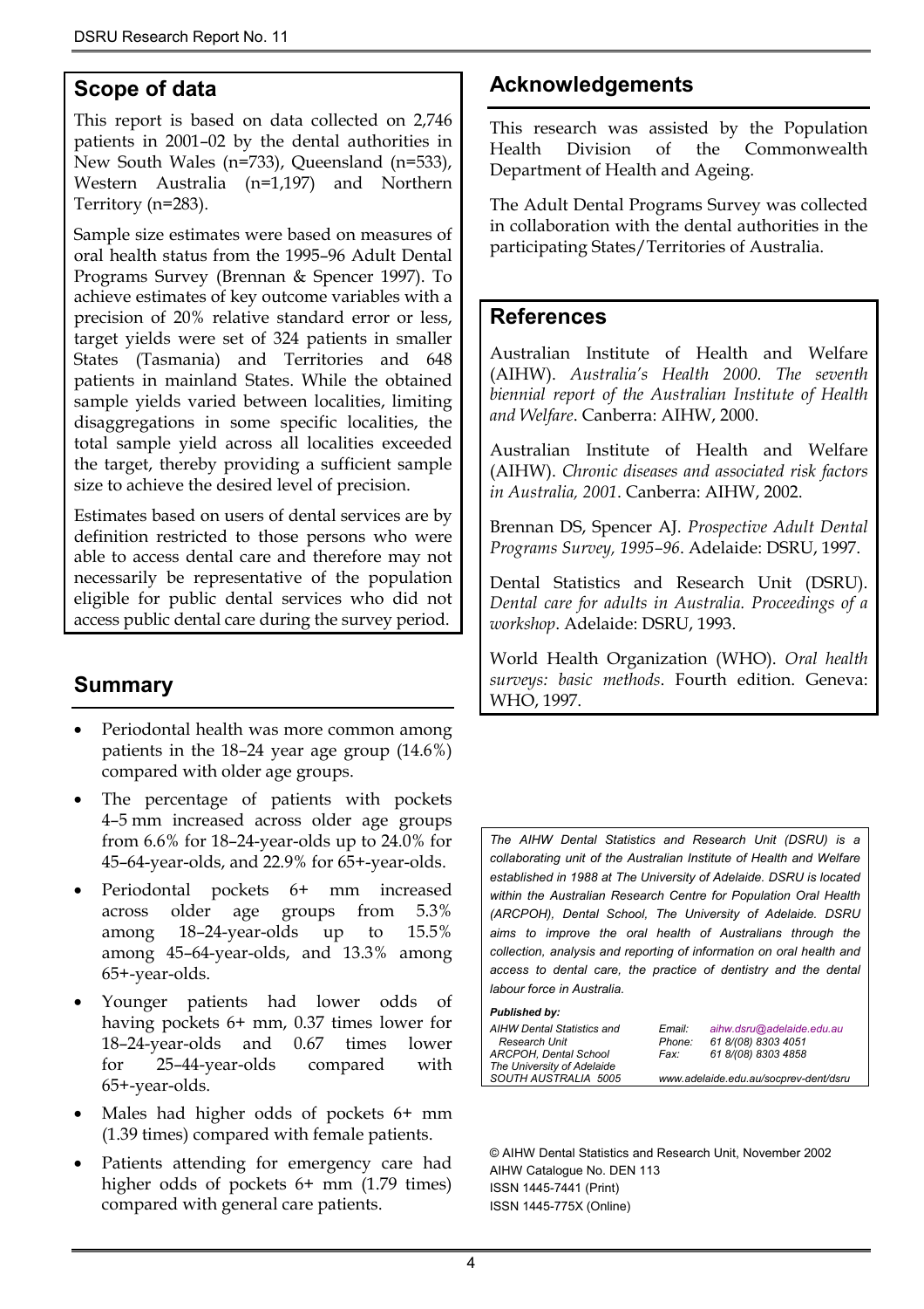## Scope of data

This report is based on data collected on 2,746 patients in 2001–02 by the dental authorities in New South Wales (n=733), Queensland (n=533), Western Australia (n=1,197) and Northern Territory (n=283).

Sample size estimates were based on measures of oral health status from the 1995–96 Adult Dental Programs Survey (Brennan & Spencer 1997). To achieve estimates of key outcome variables with a precision of 20% relative standard error or less, target yields were set of 324 patients in smaller States (Tasmania) and Territories and 648 patients in mainland States. While the obtained sample yields varied between localities, limiting disaggregations in some specific localities, the total sample yield across all localities exceeded the target, thereby providing a sufficient sample size to achieve the desired level of precision.

Estimates based on users of dental services are by definition restricted to those persons who were able to access dental care and therefore may not necessarily be representative of the population eligible for public dental services who did not access public dental care during the survey period.

## Summary

- Periodontal health was more common among patients in the 18–24 year age group (14.6%) compared with older age groups.
- The percentage of patients with pockets 4–5 mm increased across older age groups from 6.6% for 18–24-year-olds up to 24.0% for 45–64-year-olds, and 22.9% for 65+-year-olds.
- Periodontal pockets 6+ mm increased across older age groups from 5.3% among 18–24-year-olds up to 15.5% among 45–64-year-olds, and 13.3% among 65+-year-olds.
- Younger patients had lower odds of having pockets 6+ mm, 0.37 times lower for 18–24-year-olds and 0.67 times lower for 25–44-year-olds compared with 65+-year-olds.
- Males had higher odds of pockets 6+ mm (1.39 times) compared with female patients.
- Patients attending for emergency care had higher odds of pockets 6+ mm (1.79 times) compared with general care patients.

## Acknowledgements

This research was assisted by the Population Health Division of the Commonwealth Department of Health and Ageing.

The Adult Dental Programs Survey was collected in collaboration with the dental authorities in the participating States/Territories of Australia.

## References

Australian Institute of Health and Welfare (AIHW). *Australia's Health 2000. The seventh biennial report of the Australian Institute of Health and Welfare*. Canberra: AIHW, 2000.

Australian Institute of Health and Welfare (AIHW). *Chronic diseases and associated risk factors in Australia, 2001*. Canberra: AIHW, 2002.

Brennan DS, Spencer AJ. *Prospective Adult Dental Programs Survey, 1995–96*. Adelaide: DSRU, 1997.

Dental Statistics and Research Unit (DSRU). *Dental care for adults in Australia. Proceedings of a workshop*. Adelaide: DSRU, 1993.

World Health Organization (WHO). *Oral health surveys: basic methods*. Fourth edition. Geneva: WHO, 1997.

*The AIHW Dental Statistics and Research Unit (DSRU) is a collaborating unit of the Australian Institute of Health and Welfare established in 1988 at The University of Adelaide. DSRU is located within the Australian Research Centre for Population Oral Health (ARCPOH), Dental School, The University of Adelaide. DSRU aims to improve the oral health of Australians through the collection, analysis and reporting of information on oral health and access to dental care, the practice of dentistry and the dental labour force in Australia.*

***Published by:***

*AIHW Dental Statistics and Research Unit*
*ARCPOH, Dental School*
*The University of Adelaide*
*SOUTH AUSTRALIA 5005*

*Email:* *aihw.dsru@adelaide.edu.au*
*Phone:* *61 8/(08) 8303 4051*
*Fax:* *61 8/(08) 8303 4858*

*www.adelaide.edu.au/socprev-dent/dsru*

© AIHW Dental Statistics and Research Unit, November 2002
AIHW Catalogue No. DEN 113
ISSN 1445-7441 (Print)
ISSN 1445-775X (Online)